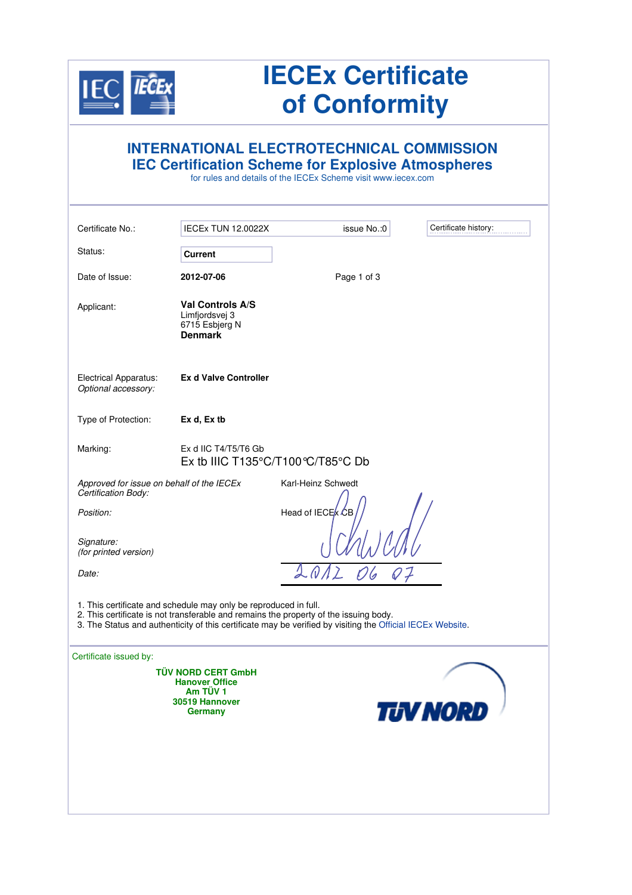# IECEx Certificate of Conformity

## INTERNATIONAL ELECTROTECHNICAL COMMISSION
## IEC Certification Scheme for Explosive Atmospheres

for rules and details of the IECEx Scheme visit www.iecex.com

| | | |
|---|---|---|
| Certificate No.: | IECEx TUN 12.0022X    issue No.:0 | Certificate history: |
| Status: | **Current** | |
| Date of Issue: | **2012-07-06** | Page 1 of 3 |

Applicant: **Val Controls A/S**
Limfjordsvej 3
6715 Esbjerg N
**Denmark**

Electrical Apparatus: **Ex d Valve Controller**
*Optional accessory:*

Type of Protection: **Ex d, Ex tb**

Marking: Ex d IIC T4/T5/T6 Gb
Ex tb IIIC T135°C/T100°C/T85°C Db

*Approved for issue on behalf of the IECEx Certification Body:* Karl-Heinz Schwedt

*Position:* Head of IECEx CB

*Signature:*
*(for printed version)*

*Date:* 2012 06 07

1. This certificate and schedule may only be reproduced in full.
2. This certificate is not transferable and remains the property of the issuing body.
3. The Status and authenticity of this certificate may be verified by visiting the Official IECEx Website.

Certificate issued by:

**TÜV NORD CERT GmbH**
**Hanover Office**
**Am TÜV 1**
**30519 Hannover**
**Germany**

TÜV NORD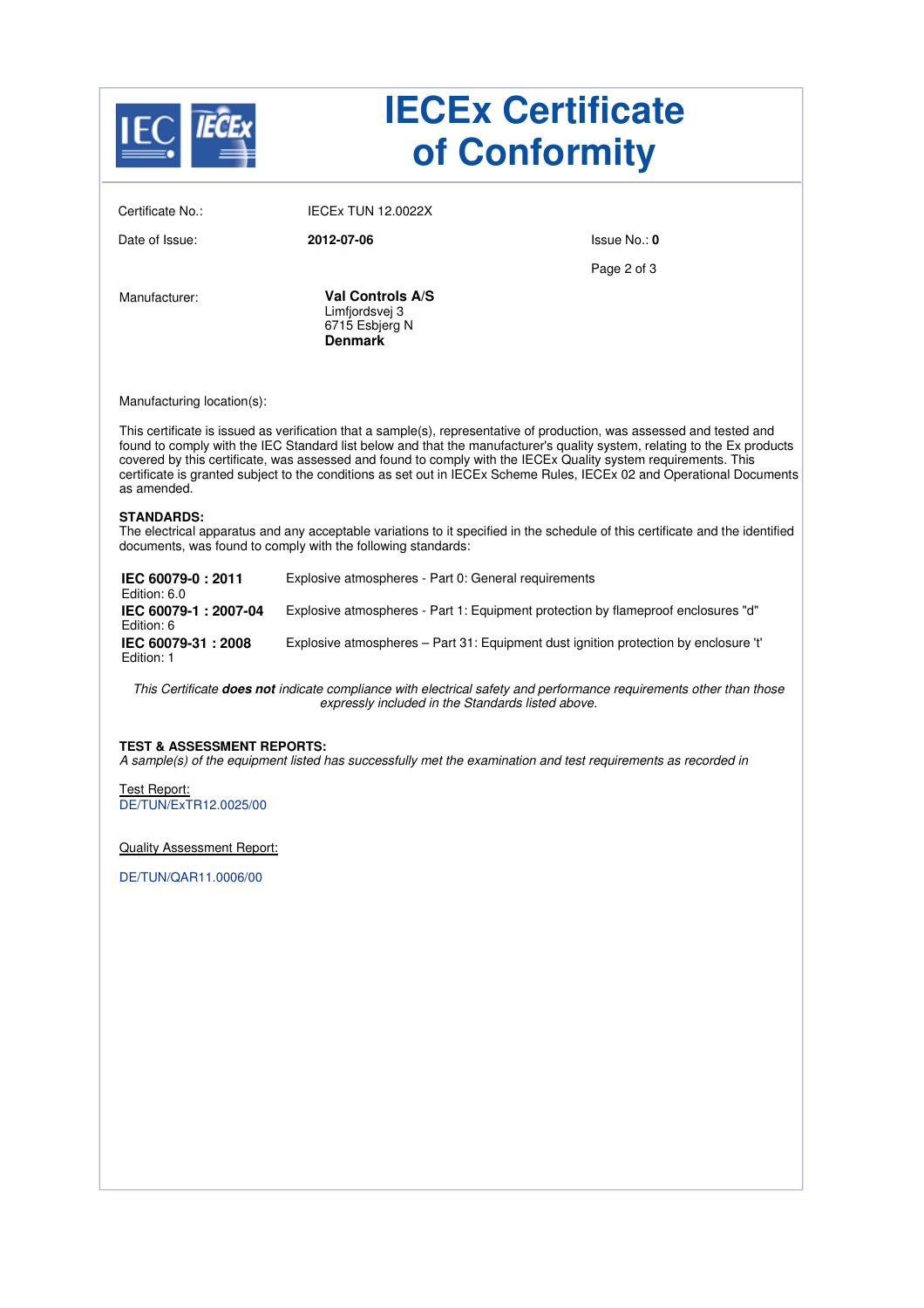# IECEx Certificate of Conformity

| | | |
|---|---|---|
| Certificate No.: | IECEx TUN 12.0022X | |
| Date of Issue: | **2012-07-06** | Issue No.: **0** |

Manufacturer: **Val Controls A/S**
Limfjordsvej 3
6715 Esbjerg N
**Denmark**

Manufacturing location(s):

This certificate is issued as verification that a sample(s), representative of production, was assessed and tested and found to comply with the IEC Standard list below and that the manufacturer's quality system, relating to the Ex products covered by this certificate, was assessed and found to comply with the IECEx Quality system requirements. This certificate is granted subject to the conditions as set out in IECEx Scheme Rules, IECEx 02 and Operational Documents as amended.

**STANDARDS:**
The electrical apparatus and any acceptable variations to it specified in the schedule of this certificate and the identified documents, was found to comply with the following standards:

| Standard | Title |
|---|---|
| **IEC 60079-0 : 2011** Edition: 6.0 | Explosive atmospheres - Part 0: General requirements |
| **IEC 60079-1 : 2007-04** Edition: 6 | Explosive atmospheres - Part 1: Equipment protection by flameproof enclosures "d" |
| **IEC 60079-31 : 2008** Edition: 1 | Explosive atmospheres – Part 31: Equipment dust ignition protection by enclosure 't' |

*This Certificate* ***does not*** *indicate compliance with electrical safety and performance requirements other than those expressly included in the Standards listed above.*

**TEST & ASSESSMENT REPORTS:**
*A sample(s) of the equipment listed has successfully met the examination and test requirements as recorded in*

Test Report:
DE/TUN/ExTR12.0025/00

Quality Assessment Report:

DE/TUN/QAR11.0006/00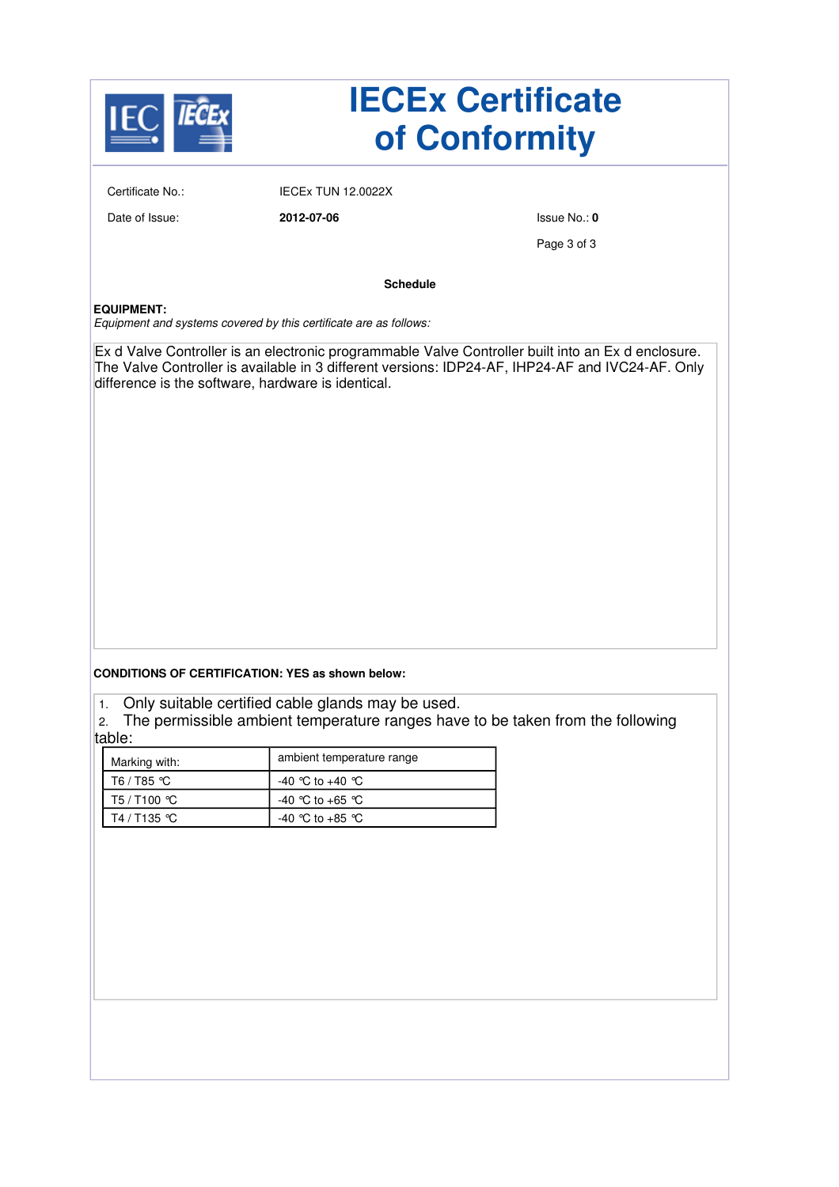# IECEx Certificate of Conformity

Certificate No.: IECEx TUN 12.0022X

Date of Issue: **2012-07-06**

Issue No.: **0**

**Schedule**

**EQUIPMENT:**

*Equipment and systems covered by this certificate are as follows:*

Ex d Valve Controller is an electronic programmable Valve Controller built into an Ex d enclosure. The Valve Controller is available in 3 different versions: IDP24-AF, IHP24-AF and IVC24-AF. Only difference is the software, hardware is identical.

**CONDITIONS OF CERTIFICATION: YES as shown below:**

1. Only suitable certified cable glands may be used.
2. The permissible ambient temperature ranges have to be taken from the following table:

| Marking with: | ambient temperature range |
|---|---|
| T6 / T85 ℃ | -40 ℃ to +40 ℃ |
| T5 / T100 ℃ | -40 ℃ to +65 ℃ |
| T4 / T135 ℃ | -40 ℃ to +85 ℃ |